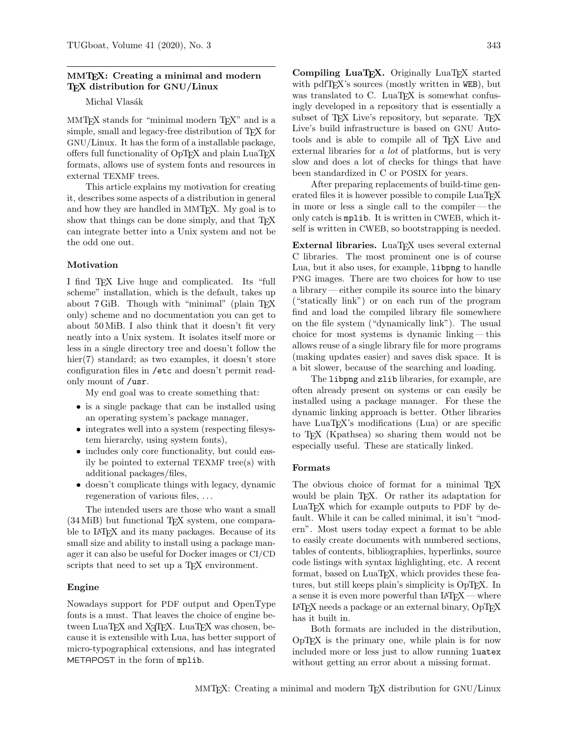# MMTEX: Creating a minimal and modern TEX distribution for GNU/Linux

Michal Vlasák

MMTEX stands for "minimal modern TEX" and is a simple, small and legacy-free distribution of TEX for GNU/Linux. It has the form of a installable package, offers full functionality of OpTEX and plain LuaTEX formats, allows use of system fonts and resources in external TEXMF trees.

This article explains my motivation for creating it, describes some aspects of a distribution in general and how they are handled in MMTEX. My goal is to show that things can be done simply, and that TEX can integrate better into a Unix system and not be the odd one out.

## Motivation

I find TEX Live huge and complicated. Its "full scheme" installation, which is the default, takes up about 7 GiB. Though with "minimal" (plain TEX only) scheme and no documentation you can get to about 50 MiB. I also think that it doesn't fit very neatly into a Unix system. It isolates itself more or less in a single directory tree and doesn't follow the hier(7) standard; as two examples, it doesn't store configuration files in `/etc` and doesn't permit read-only mount of `/usr`.

My end goal was to create something that:

- is a single package that can be installed using an operating system's package manager,
- integrates well into a system (respecting filesystem hierarchy, using system fonts),
- includes only core functionality, but could easily be pointed to external TEXMF tree(s) with additional packages/files,
- doesn't complicate things with legacy, dynamic regeneration of various files, ...

The intended users are those who want a small (34 MiB) but functional TEX system, one comparable to LATEX and its many packages. Because of its small size and ability to install using a package manager it can also be useful for Docker images or CI/CD scripts that need to set up a TEX environment.

## Engine

Nowadays support for PDF output and OpenType fonts is a must. That leaves the choice of engine between LuaTEX and XƎTEX. LuaTEX was chosen, because it is extensible with Lua, has better support of micro-typographical extensions, and has integrated METAPOST in the form of `mplib`.

**Compiling LuaTEX.** Originally LuaTEX started with pdfTEX's sources (mostly written in `WEB`), but was translated to C. LuaTEX is somewhat confusingly developed in a repository that is essentially a subset of TEX Live's repository, but separate. TEX Live's build infrastructure is based on GNU Autotools and is able to compile all of TEX Live and external libraries for *a lot* of platforms, but is very slow and does a lot of checks for things that have been standardized in C or POSIX for years.

After preparing replacements of build-time generated files it is however possible to compile LuaTEX in more or less a single call to the compiler — the only catch is `mplib`. It is written in CWEB, which itself is written in CWEB, so bootstrapping is needed.

**External libraries.** LuaTEX uses several external C libraries. The most prominent one is of course Lua, but it also uses, for example, `libpng` to handle PNG images. There are two choices for how to use a library — either compile its source into the binary ("statically link") or on each run of the program find and load the compiled library file somewhere on the file system ("dynamically link"). The usual choice for most systems is dynamic linking — this allows reuse of a single library file for more programs (making updates easier) and saves disk space. It is a bit slower, because of the searching and loading.

The `libpng` and `zlib` libraries, for example, are often already present on systems or can easily be installed using a package manager. For these the dynamic linking approach is better. Other libraries have LuaTEX's modifications (Lua) or are specific to TEX (Kpathsea) so sharing them would not be especially useful. These are statically linked.

## Formats

The obvious choice of format for a minimal TEX would be plain TEX. Or rather its adaptation for LuaTEX which for example outputs to PDF by default. While it can be called minimal, it isn't "modern". Most users today expect a format to be able to easily create documents with numbered sections, tables of contents, bibliographies, hyperlinks, source code listings with syntax highlighting, etc. A recent format, based on LuaTEX, which provides these features, but still keeps plain's simplicity is OpTEX. In a sense it is even more powerful than LATEX — where LATEX needs a package or an external binary, OpTEX has it built in.

Both formats are included in the distribution, OpTEX is the primary one, while plain is for now included more or less just to allow running `luatex` without getting an error about a missing format.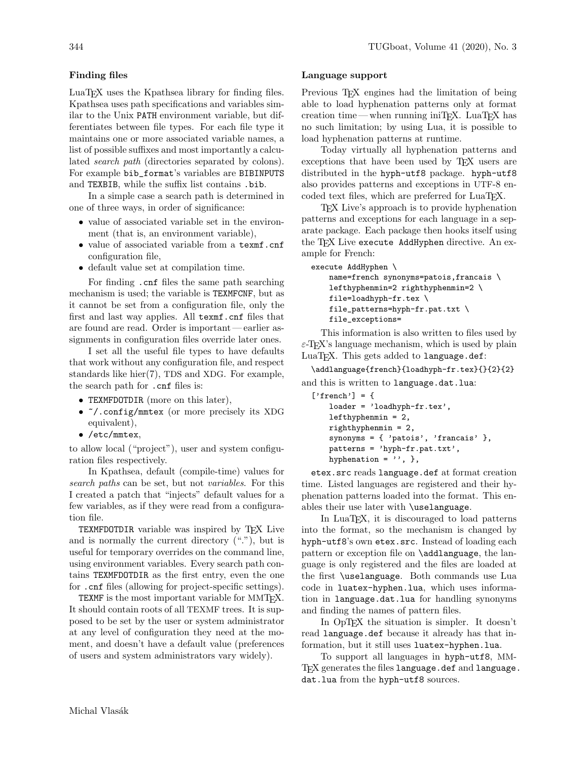### Finding files

LuaTeX uses the Kpathsea library for finding files. Kpathsea uses path specifications and variables similar to the Unix PATH environment variable, but differentiates between file types. For each file type it maintains one or more associated variable names, a list of possible suffixes and most importantly a calculated *search path* (directories separated by colons). For example bib_format's variables are BIBINPUTS and TEXBIB, while the suffix list contains .bib.

In a simple case a search path is determined in one of three ways, in order of significance:

- value of associated variable set in the environment (that is, an environment variable),
- value of associated variable from a texmf.cnf configuration file,
- default value set at compilation time.

For finding .cnf files the same path searching mechanism is used; the variable is TEXMFCNF, but as it cannot be set from a configuration file, only the first and last way applies. All texmf.cnf files that are found are read. Order is important — earlier assignments in configuration files override later ones.

I set all the useful file types to have defaults that work without any configuration file, and respect standards like hier(7), TDS and XDG. For example, the search path for .cnf files is:

- TEXMFDOTDIR (more on this later),
- ~/.config/mmtex (or more precisely its XDG equivalent),
- /etc/mmtex,

to allow local ("project"), user and system configuration files respectively.

In Kpathsea, default (compile-time) values for *search paths* can be set, but not *variables*. For this I created a patch that "injects" default values for a few variables, as if they were read from a configuration file.

TEXMFDOTDIR variable was inspired by TeX Live and is normally the current directory ("."), but is useful for temporary overrides on the command line, using environment variables. Every search path contains TEXMFDOTDIR as the first entry, even the one for .cnf files (allowing for project-specific settings).

TEXMF is the most important variable for MMTeX. It should contain roots of all TEXMF trees. It is supposed to be set by the user or system administrator at any level of configuration they need at the moment, and doesn't have a default value (preferences of users and system administrators vary widely).

### Language support

Previous TeX engines had the limitation of being able to load hyphenation patterns only at format creation time — when running iniTeX. LuaTeX has no such limitation; by using Lua, it is possible to load hyphenation patterns at runtime.

Today virtually all hyphenation patterns and exceptions that have been used by TeX users are distributed in the hyph-utf8 package. hyph-utf8 also provides patterns and exceptions in UTF-8 encoded text files, which are preferred for LuaTeX.

TeX Live's approach is to provide hyphenation patterns and exceptions for each language in a separate package. Each package then hooks itself using the TeX Live execute AddHyphen directive. An example for French:

```
execute AddHyphen \
    name=french synonyms=patois,francais \
    lefthyphenmin=2 righthyphenmin=2 \
    file=loadhyph-fr.tex \
    file_patterns=hyph-fr.pat.txt \
    file_exceptions=
```

This information is also written to files used by ε-TeX's language mechanism, which is used by plain LuaTeX. This gets added to language.def:

```
\addlanguage{french}{loadhyph-fr.tex}{}{2}{2}
```

and this is written to language.dat.lua:

```
['french'] = {
    loader = 'loadhyph-fr.tex',
    lefthyphenmin = 2,
    righthyphenmin = 2,
    synonyms = { 'patois', 'francais' },
    patterns = 'hyph-fr.pat.txt',
    hyphenation = '', },
```

etex.src reads language.def at format creation time. Listed languages are registered and their hyphenation patterns loaded into the format. This enables their use later with \uselanguage.

In LuaTeX, it is discouraged to load patterns into the format, so the mechanism is changed by hyph-utf8's own etex.src. Instead of loading each pattern or exception file on \addlanguage, the language is only registered and the files are loaded at the first \uselanguage. Both commands use Lua code in luatex-hyphen.lua, which uses information in language.dat.lua for handling synonyms and finding the names of pattern files.

In OpTeX the situation is simpler. It doesn't read language.def because it already has that information, but it still uses luatex-hyphen.lua.

To support all languages in hyph-utf8, MMTeX generates the files language.def and language.dat.lua from the hyph-utf8 sources.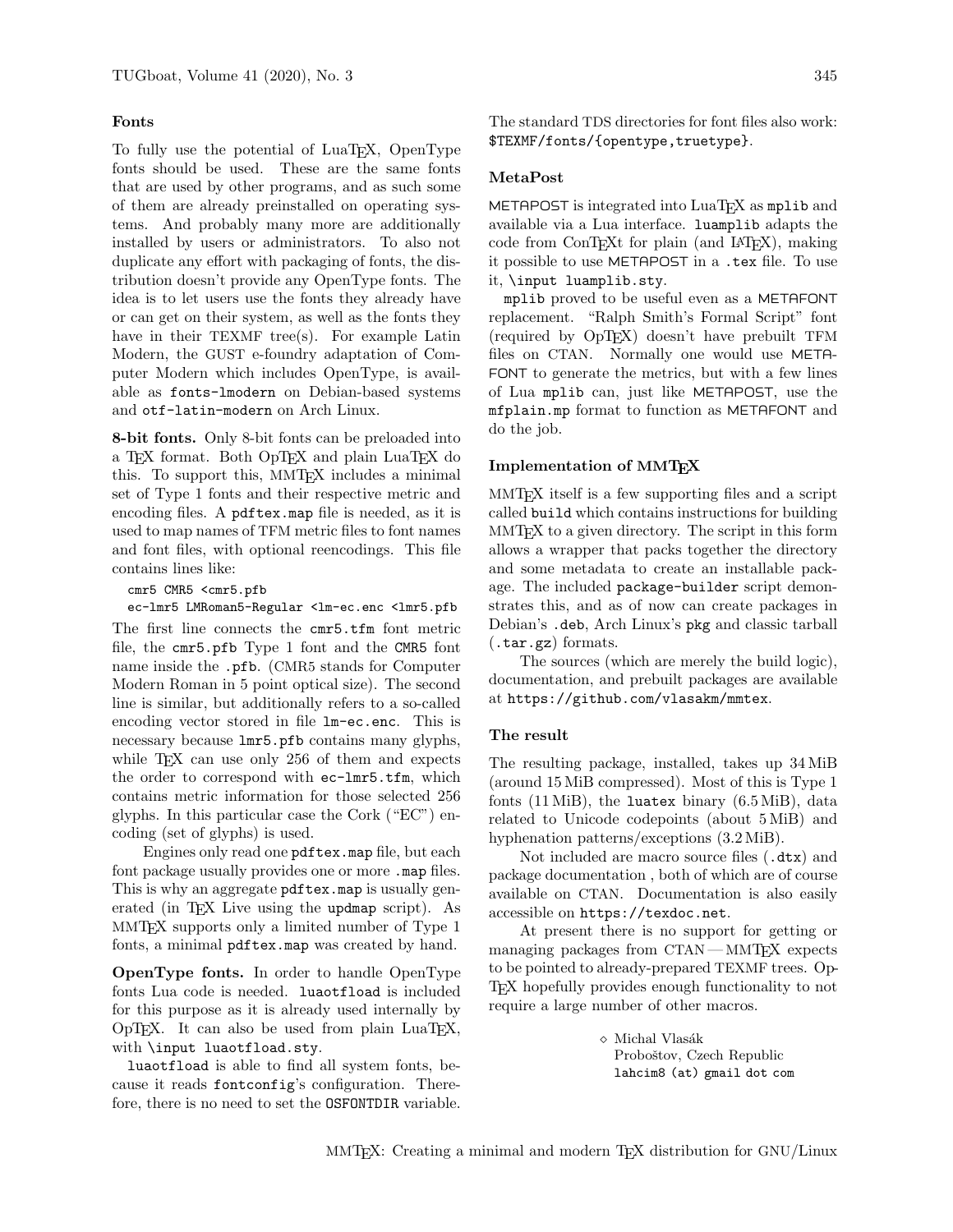### Fonts

To fully use the potential of LuaTEX, OpenType fonts should be used. These are the same fonts that are used by other programs, and as such some of them are already preinstalled on operating systems. And probably many more are additionally installed by users or administrators. To also not duplicate any effort with packaging of fonts, the distribution doesn't provide any OpenType fonts. The idea is to let users use the fonts they already have or can get on their system, as well as the fonts they have in their TEXMF tree(s). For example Latin Modern, the GUST e-foundry adaptation of Computer Modern which includes OpenType, is available as `fonts-lmodern` on Debian-based systems and `otf-latin-modern` on Arch Linux.

**8-bit fonts.** Only 8-bit fonts can be preloaded into a TEX format. Both OpTEX and plain LuaTEX do this. To support this, MMTEX includes a minimal set of Type 1 fonts and their respective metric and encoding files. A `pdftex.map` file is needed, as it is used to map names of TFM metric files to font names and font files, with optional reencodings. This file contains lines like:

```
cmr5 CMR5 <cmr5.pfb
ec-lmr5 LMRoman5-Regular <lm-ec.enc <lmr5.pfb
```

The first line connects the `cmr5.tfm` font metric file, the `cmr5.pfb` Type 1 font and the `CMR5` font name inside the `.pfb`. (CMR5 stands for Computer Modern Roman in 5 point optical size). The second line is similar, but additionally refers to a so-called encoding vector stored in file `lm-ec.enc`. This is necessary because `lmr5.pfb` contains many glyphs, while TEX can use only 256 of them and expects the order to correspond with `ec-lmr5.tfm`, which contains metric information for those selected 256 glyphs. In this particular case the Cork ("EC") encoding (set of glyphs) is used.

Engines only read one `pdftex.map` file, but each font package usually provides one or more `.map` files. This is why an aggregate `pdftex.map` is usually generated (in TEX Live using the `updmap` script). As MMTEX supports only a limited number of Type 1 fonts, a minimal `pdftex.map` was created by hand.

**OpenType fonts.** In order to handle OpenType fonts Lua code is needed. `luaotfload` is included for this purpose as it is already used internally by OpTEX. It can also be used from plain LuaTEX, with `\input luaotfload.sty`.

`luaotfload` is able to find all system fonts, because it reads `fontconfig`'s configuration. Therefore, there is no need to set the `OSFONTDIR` variable. The standard TDS directories for font files also work: `$TEXMF/fonts/{opentype,truetype}`.

### MetaPost

METAPOST is integrated into LuaTEX as `mplib` and available via a Lua interface. `luamplib` adapts the code from ConTEXt for plain (and LATEX), making it possible to use METAPOST in a `.tex` file. To use it, `\input luamplib.sty`.

`mplib` proved to be useful even as a METAFONT replacement. "Ralph Smith's Formal Script" font (required by OpTEX) doesn't have prebuilt TFM files on CTAN. Normally one would use METAFONT to generate the metrics, but with a few lines of Lua `mplib` can, just like METAPOST, use the `mfplain.mp` format to function as METAFONT and do the job.

### Implementation of MMTEX

MMTEX itself is a few supporting files and a script called `build` which contains instructions for building MMTEX to a given directory. The script in this form allows a wrapper that packs together the directory and some metadata to create an installable package. The included `package-builder` script demonstrates this, and as of now can create packages in Debian's `.deb`, Arch Linux's `pkg` and classic tarball (`.tar.gz`) formats.

The sources (which are merely the build logic), documentation, and prebuilt packages are available at `https://github.com/vlasakm/mmtex`.

### The result

The resulting package, installed, takes up 34 MiB (around 15 MiB compressed). Most of this is Type 1 fonts (11 MiB), the `luatex` binary (6.5 MiB), data related to Unicode codepoints (about 5 MiB) and hyphenation patterns/exceptions (3.2 MiB).

Not included are macro source files (`.dtx`) and package documentation , both of which are of course available on CTAN. Documentation is also easily accessible on `https://texdoc.net`.

At present there is no support for getting or managing packages from CTAN — MMTEX expects to be pointed to already-prepared TEXMF trees. OpTEX hopefully provides enough functionality to not require a large number of other macros.

◇ Michal Vlasák
Proboštov, Czech Republic
`lahcim8 (at) gmail dot com`